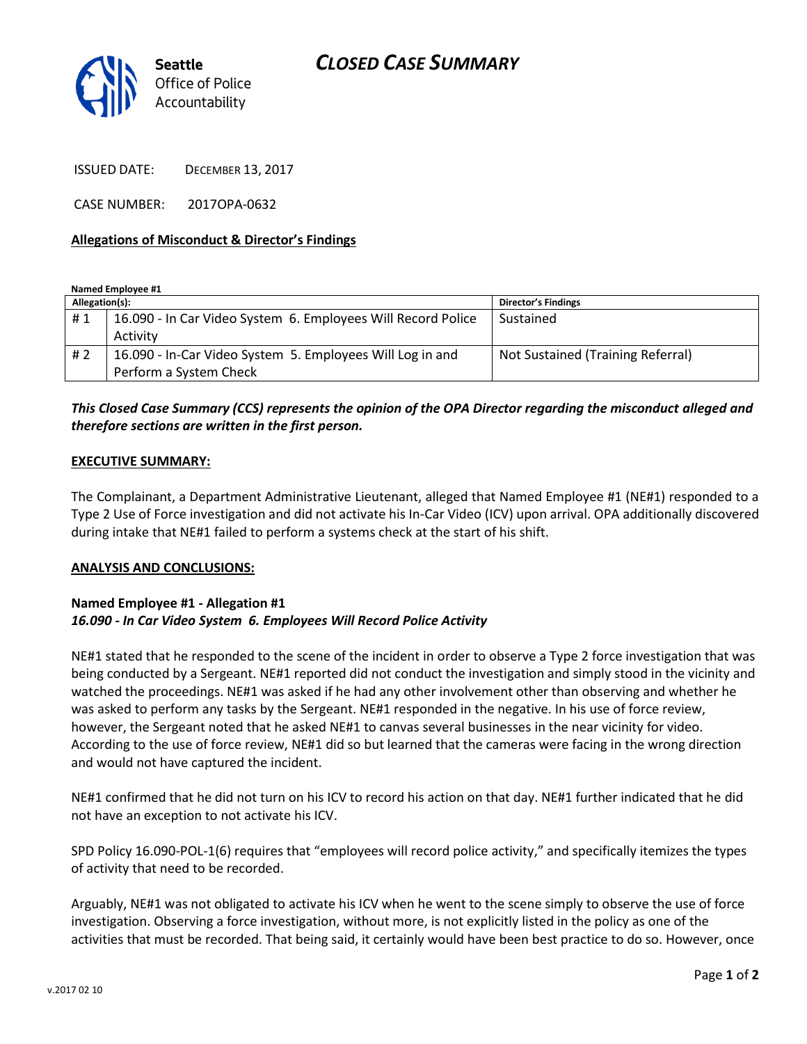Seattle Office of Police Accountability

# CLOSED CASE SUMMARY

ISSUED DATE: DECEMBER 13, 2017

CASE NUMBER: 2017OPA-0632

## Allegations of Misconduct & Director's Findings

**Named Employee #1**

| Allegation(s): | | Director's Findings |
|---|---|---|
| # 1 | 16.090 - In Car Video System 6. Employees Will Record Police Activity | Sustained |
| # 2 | 16.090 - In-Car Video System 5. Employees Will Log in and Perform a System Check | Not Sustained (Training Referral) |

***This Closed Case Summary (CCS) represents the opinion of the OPA Director regarding the misconduct alleged and therefore sections are written in the first person.***

**EXECUTIVE SUMMARY:**

The Complainant, a Department Administrative Lieutenant, alleged that Named Employee #1 (NE#1) responded to a Type 2 Use of Force investigation and did not activate his In-Car Video (ICV) upon arrival. OPA additionally discovered during intake that NE#1 failed to perform a systems check at the start of his shift.

**ANALYSIS AND CONCLUSIONS:**

**Named Employee #1 - Allegation #1**
***16.090 - In Car Video System 6. Employees Will Record Police Activity***

NE#1 stated that he responded to the scene of the incident in order to observe a Type 2 force investigation that was being conducted by a Sergeant. NE#1 reported did not conduct the investigation and simply stood in the vicinity and watched the proceedings. NE#1 was asked if he had any other involvement other than observing and whether he was asked to perform any tasks by the Sergeant. NE#1 responded in the negative. In his use of force review, however, the Sergeant noted that he asked NE#1 to canvas several businesses in the near vicinity for video. According to the use of force review, NE#1 did so but learned that the cameras were facing in the wrong direction and would not have captured the incident.

NE#1 confirmed that he did not turn on his ICV to record his action on that day. NE#1 further indicated that he did not have an exception to not activate his ICV.

SPD Policy 16.090-POL-1(6) requires that "employees will record police activity," and specifically itemizes the types of activity that need to be recorded.

Arguably, NE#1 was not obligated to activate his ICV when he went to the scene simply to observe the use of force investigation. Observing a force investigation, without more, is not explicitly listed in the policy as one of the activities that must be recorded. That being said, it certainly would have been best practice to do so. However, once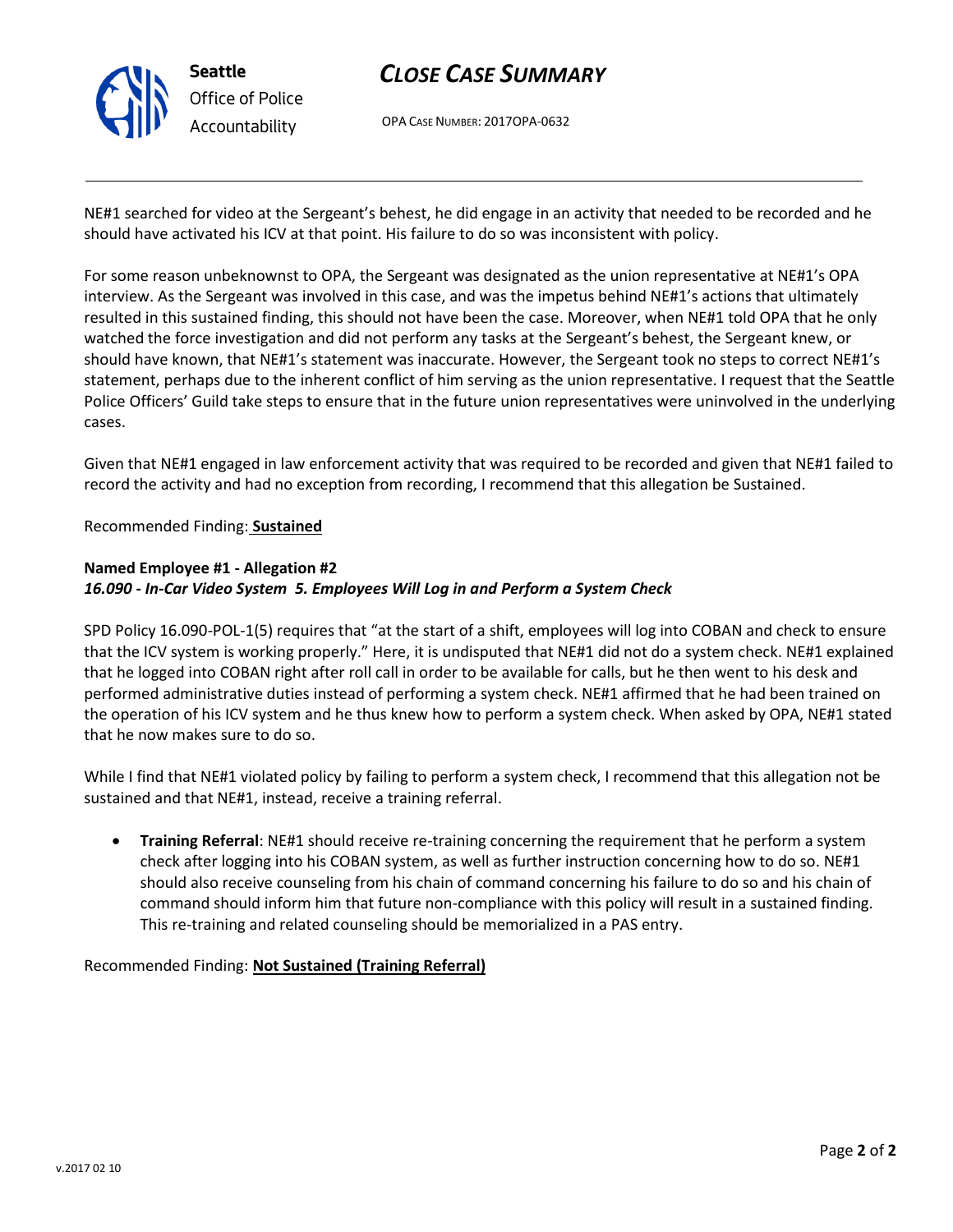NE#1 searched for video at the Sergeant's behest, he did engage in an activity that needed to be recorded and he should have activated his ICV at that point. His failure to do so was inconsistent with policy.

For some reason unbeknownst to OPA, the Sergeant was designated as the union representative at NE#1's OPA interview. As the Sergeant was involved in this case, and was the impetus behind NE#1's actions that ultimately resulted in this sustained finding, this should not have been the case. Moreover, when NE#1 told OPA that he only watched the force investigation and did not perform any tasks at the Sergeant's behest, the Sergeant knew, or should have known, that NE#1's statement was inaccurate. However, the Sergeant took no steps to correct NE#1's statement, perhaps due to the inherent conflict of him serving as the union representative. I request that the Seattle Police Officers' Guild take steps to ensure that in the future union representatives were uninvolved in the underlying cases.

Given that NE#1 engaged in law enforcement activity that was required to be recorded and given that NE#1 failed to record the activity and had no exception from recording, I recommend that this allegation be Sustained.

Recommended Finding: **Sustained**

**Named Employee #1 - Allegation #2**
***16.090 - In-Car Video System 5. Employees Will Log in and Perform a System Check***

SPD Policy 16.090-POL-1(5) requires that "at the start of a shift, employees will log into COBAN and check to ensure that the ICV system is working properly." Here, it is undisputed that NE#1 did not do a system check. NE#1 explained that he logged into COBAN right after roll call in order to be available for calls, but he then went to his desk and performed administrative duties instead of performing a system check. NE#1 affirmed that he had been trained on the operation of his ICV system and he thus knew how to perform a system check. When asked by OPA, NE#1 stated that he now makes sure to do so.

While I find that NE#1 violated policy by failing to perform a system check, I recommend that this allegation not be sustained and that NE#1, instead, receive a training referral.

- **Training Referral**: NE#1 should receive re-training concerning the requirement that he perform a system check after logging into his COBAN system, as well as further instruction concerning how to do so. NE#1 should also receive counseling from his chain of command concerning his failure to do so and his chain of command should inform him that future non-compliance with this policy will result in a sustained finding. This re-training and related counseling should be memorialized in a PAS entry.

Recommended Finding: **Not Sustained (Training Referral)**